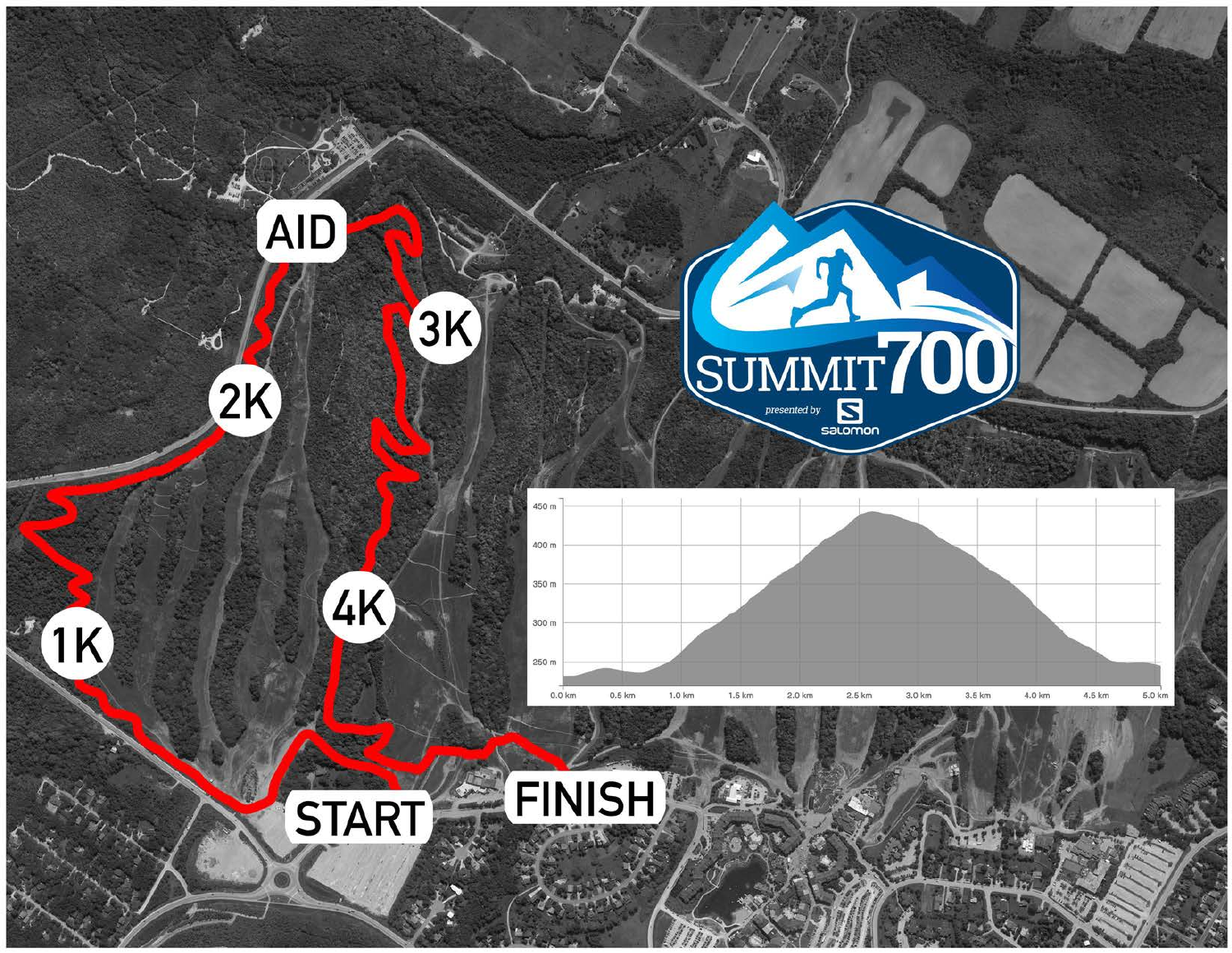AID

3K

2K

1K

4K

START

FINISH

SUMMIT700

presented by

salomon

450 m
400 m
350 m
300 m
250 m

0.0 km 0.5 km 1.0 km 1.5 km 2.0 km 2.5 km 3.0 km 3.5 km 4.0 km 4.5 km 5.0 km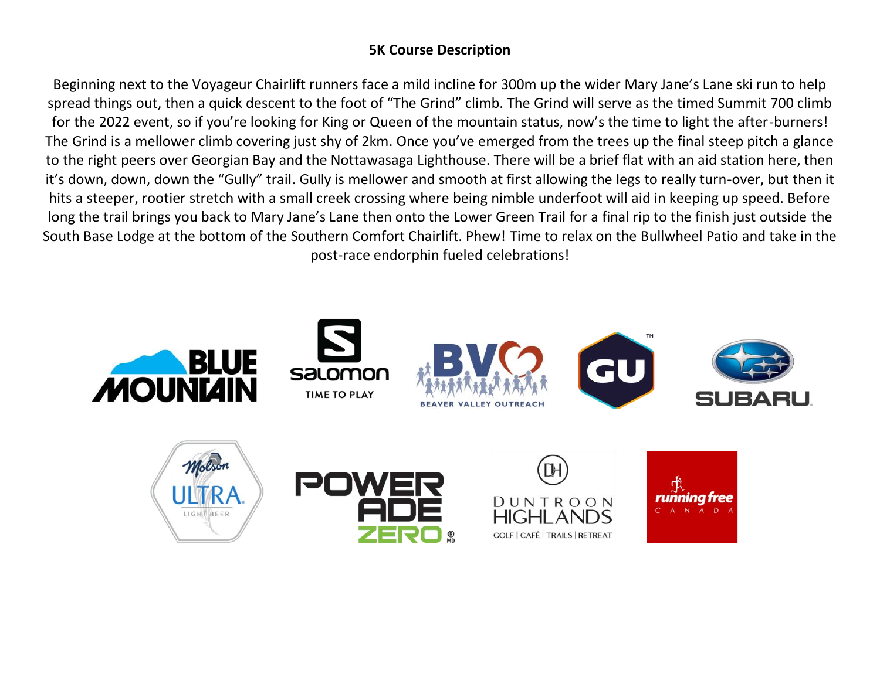## 5K Course Description

Beginning next to the Voyageur Chairlift runners face a mild incline for 300m up the wider Mary Jane's Lane ski run to help spread things out, then a quick descent to the foot of "The Grind" climb. The Grind will serve as the timed Summit 700 climb for the 2022 event, so if you're looking for King or Queen of the mountain status, now's the time to light the after-burners! The Grind is a mellower climb covering just shy of 2km. Once you've emerged from the trees up the final steep pitch a glance to the right peers over Georgian Bay and the Nottawasaga Lighthouse. There will be a brief flat with an aid station here, then it's down, down, down the "Gully" trail. Gully is mellower and smooth at first allowing the legs to really turn-over, but then it hits a steeper, rootier stretch with a small creek crossing where being nimble underfoot will aid in keeping up speed. Before long the trail brings you back to Mary Jane's Lane then onto the Lower Green Trail for a final rip to the finish just outside the South Base Lodge at the bottom of the Southern Comfort Chairlift. Phew! Time to relax on the Bullwheel Patio and take in the post-race endorphin fueled celebrations!